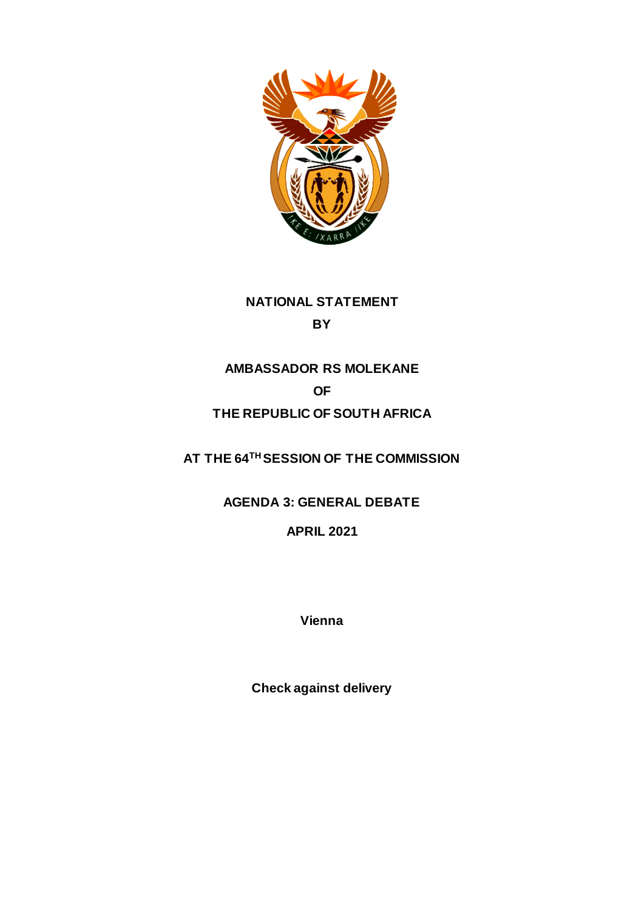**NATIONAL STATEMENT**

**BY**

**AMBASSADOR RS MOLEKANE**

**OF**

**THE REPUBLIC OF SOUTH AFRICA**

**AT THE 64TH SESSION OF THE COMMISSION**

**AGENDA 3: GENERAL DEBATE**

**APRIL 2021**

**Vienna**

**Check against delivery**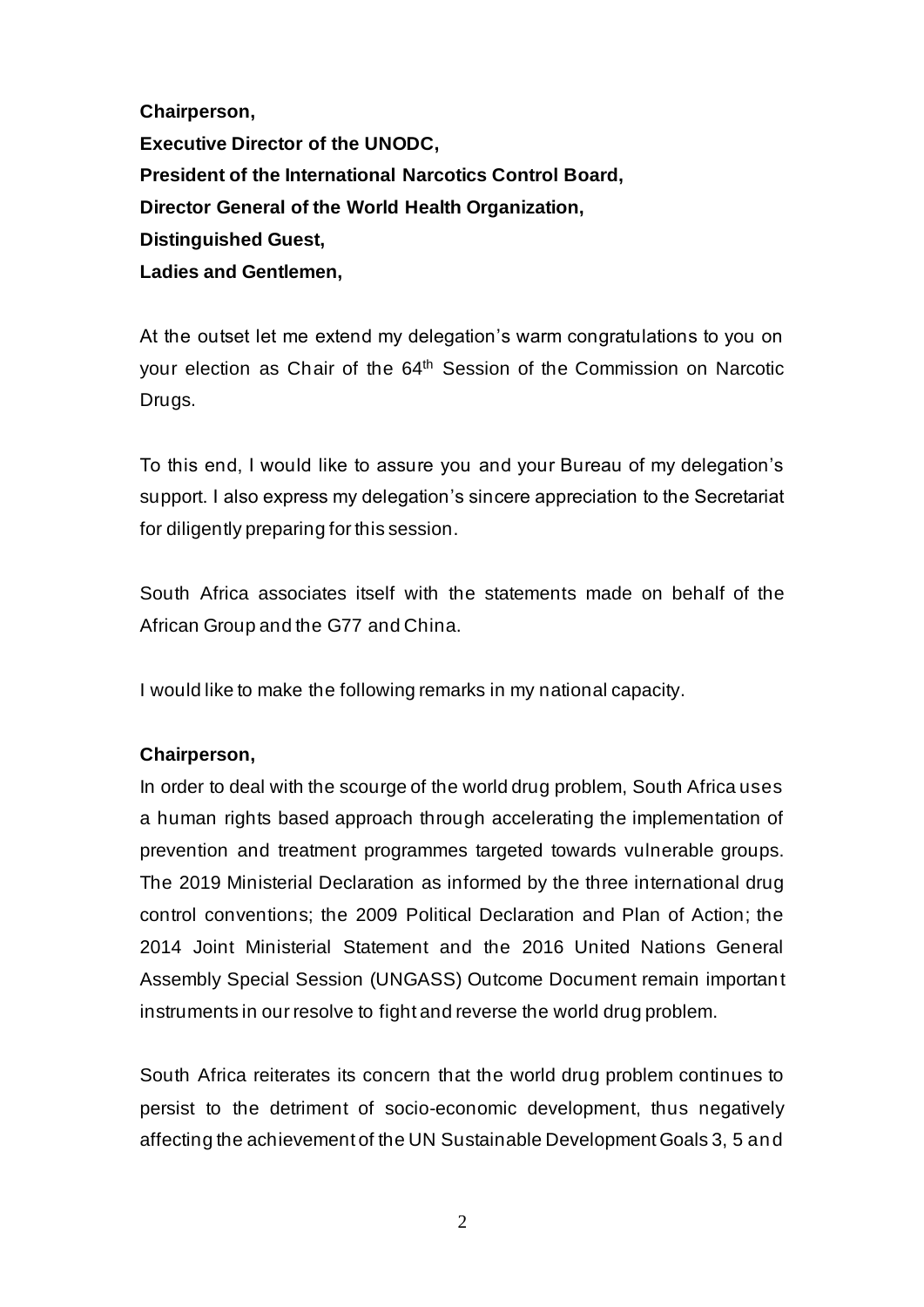**Chairperson,**
**Executive Director of the UNODC,**
**President of the International Narcotics Control Board,**
**Director General of the World Health Organization,**
**Distinguished Guest,**
**Ladies and Gentlemen,**

At the outset let me extend my delegation's warm congratulations to you on your election as Chair of the 64th Session of the Commission on Narcotic Drugs.

To this end, I would like to assure you and your Bureau of my delegation's support. I also express my delegation's sincere appreciation to the Secretariat for diligently preparing for this session.

South Africa associates itself with the statements made on behalf of the African Group and the G77 and China.

I would like to make the following remarks in my national capacity.

**Chairperson,**

In order to deal with the scourge of the world drug problem, South Africa uses a human rights based approach through accelerating the implementation of prevention and treatment programmes targeted towards vulnerable groups. The 2019 Ministerial Declaration as informed by the three international drug control conventions; the 2009 Political Declaration and Plan of Action; the 2014 Joint Ministerial Statement and the 2016 United Nations General Assembly Special Session (UNGASS) Outcome Document remain important instruments in our resolve to fight and reverse the world drug problem.

South Africa reiterates its concern that the world drug problem continues to persist to the detriment of socio-economic development, thus negatively affecting the achievement of the UN Sustainable Development Goals 3, 5 and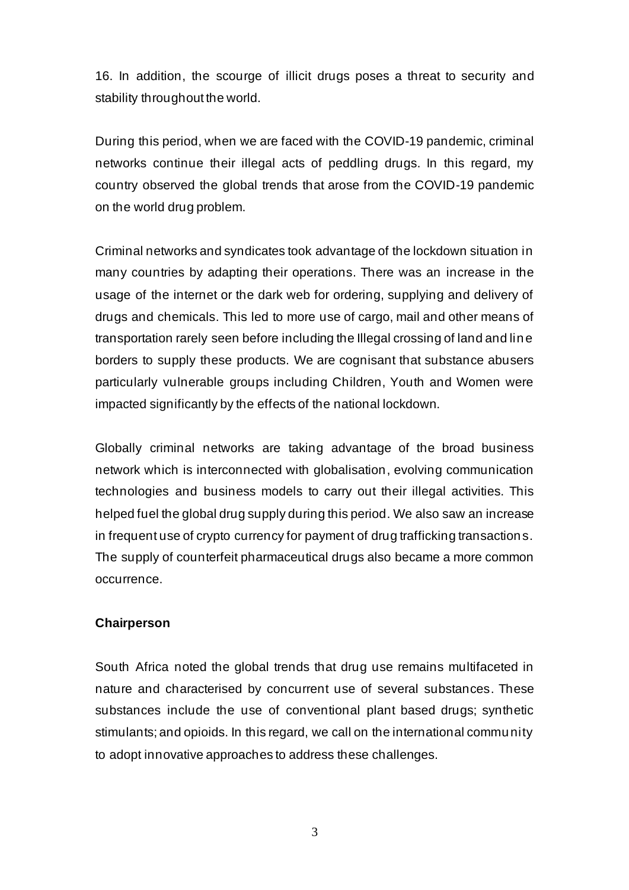16. In addition, the scourge of illicit drugs poses a threat to security and stability throughout the world.

During this period, when we are faced with the COVID-19 pandemic, criminal networks continue their illegal acts of peddling drugs. In this regard, my country observed the global trends that arose from the COVID-19 pandemic on the world drug problem.

Criminal networks and syndicates took advantage of the lockdown situation in many countries by adapting their operations. There was an increase in the usage of the internet or the dark web for ordering, supplying and delivery of drugs and chemicals. This led to more use of cargo, mail and other means of transportation rarely seen before including the Illegal crossing of land and line borders to supply these products. We are cognisant that substance abusers particularly vulnerable groups including Children, Youth and Women were impacted significantly by the effects of the national lockdown.

Globally criminal networks are taking advantage of the broad business network which is interconnected with globalisation, evolving communication technologies and business models to carry out their illegal activities. This helped fuel the global drug supply during this period. We also saw an increase in frequent use of crypto currency for payment of drug trafficking transactions. The supply of counterfeit pharmaceutical drugs also became a more common occurrence.

**Chairperson**

South Africa noted the global trends that drug use remains multifaceted in nature and characterised by concurrent use of several substances. These substances include the use of conventional plant based drugs; synthetic stimulants; and opioids. In this regard, we call on the international community to adopt innovative approaches to address these challenges.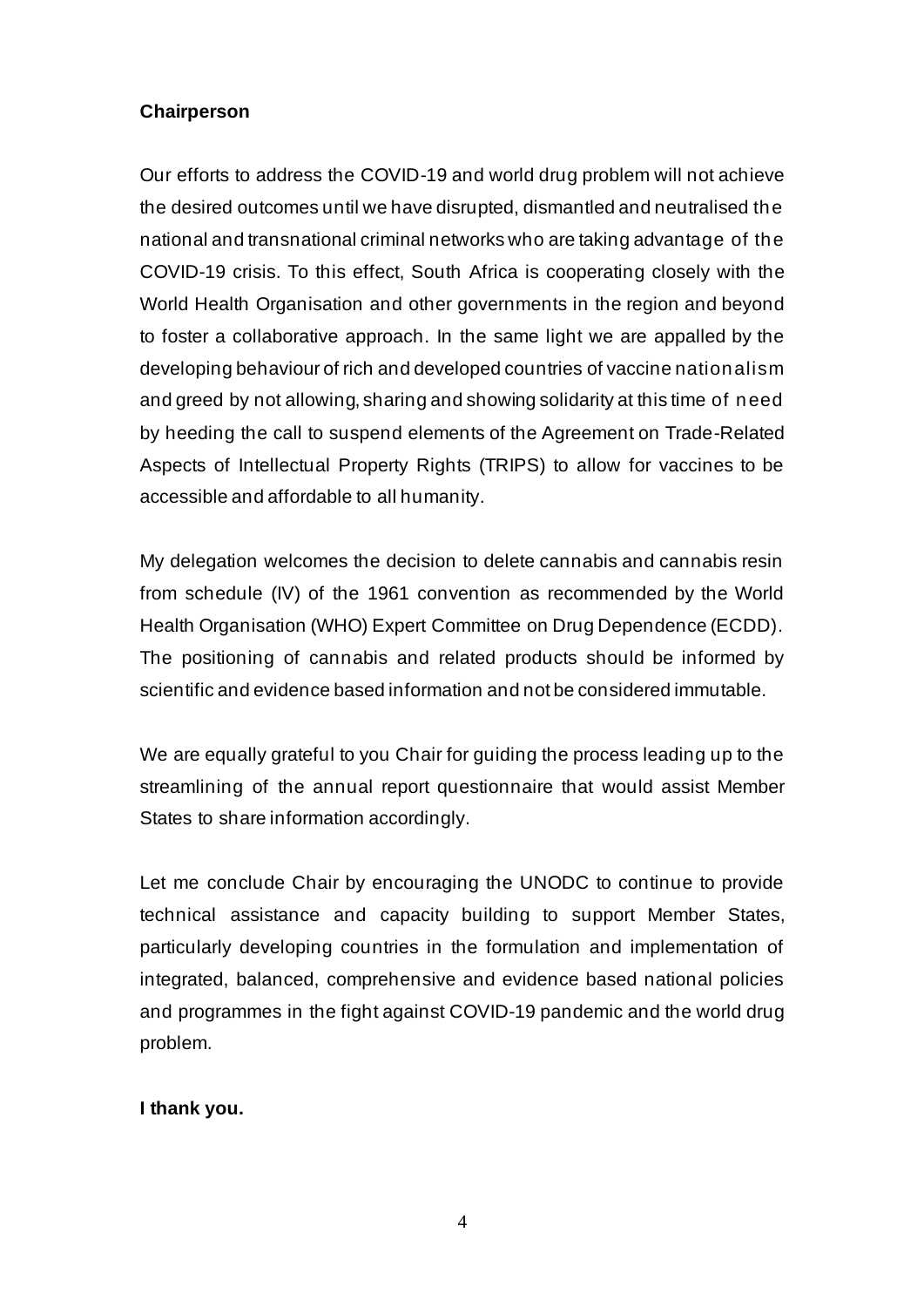**Chairperson**

Our efforts to address the COVID-19 and world drug problem will not achieve the desired outcomes until we have disrupted, dismantled and neutralised the national and transnational criminal networks who are taking advantage of the COVID-19 crisis. To this effect, South Africa is cooperating closely with the World Health Organisation and other governments in the region and beyond to foster a collaborative approach. In the same light we are appalled by the developing behaviour of rich and developed countries of vaccine nationalism and greed by not allowing, sharing and showing solidarity at this time of need by heeding the call to suspend elements of the Agreement on Trade-Related Aspects of Intellectual Property Rights (TRIPS) to allow for vaccines to be accessible and affordable to all humanity.

My delegation welcomes the decision to delete cannabis and cannabis resin from schedule (IV) of the 1961 convention as recommended by the World Health Organisation (WHO) Expert Committee on Drug Dependence (ECDD). The positioning of cannabis and related products should be informed by scientific and evidence based information and not be considered immutable.

We are equally grateful to you Chair for guiding the process leading up to the streamlining of the annual report questionnaire that would assist Member States to share information accordingly.

Let me conclude Chair by encouraging the UNODC to continue to provide technical assistance and capacity building to support Member States, particularly developing countries in the formulation and implementation of integrated, balanced, comprehensive and evidence based national policies and programmes in the fight against COVID-19 pandemic and the world drug problem.

**I thank you.**